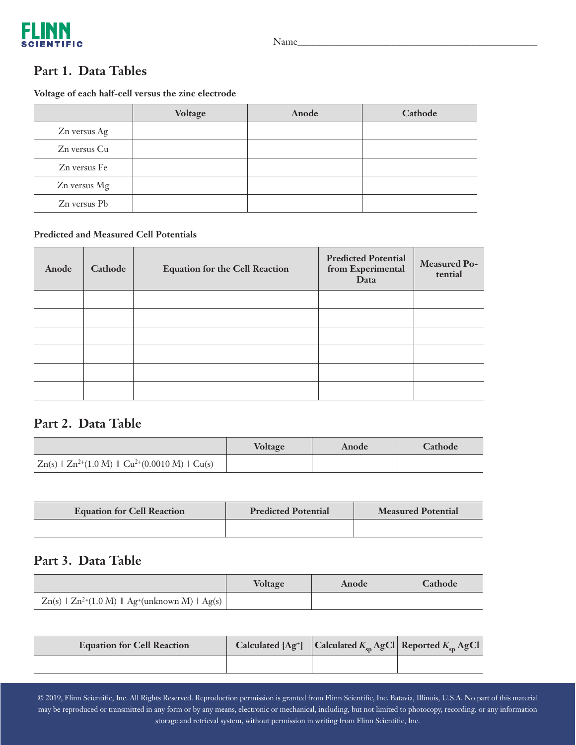Name_______________________________________________

## Part 1. Data Tables

**Voltage of each half-cell versus the zinc electrode**

| | Voltage | Anode | Cathode |
|---|---|---|---|
| Zn versus Ag | | | |
| Zn versus Cu | | | |
| Zn versus Fe | | | |
| Zn versus Mg | | | |
| Zn versus Pb | | | |

**Predicted and Measured Cell Potentials**

| Anode | Cathode | Equation for the Cell Reaction | Predicted Potential from Experimental Data | Measured Potential |
|---|---|---|---|---|
| | | | | |
| | | | | |
| | | | | |
| | | | | |
| | | | | |
| | | | | |

## Part 2. Data Table

| | Voltage | Anode | Cathode |
|---|---|---|---|
| $Zn(s) \mid Zn^{2+}(1.0\ M) \parallel Cu^{2+}(0.0010\ M) \mid Cu(s)$ | | | |

| Equation for Cell Reaction | Predicted Potential | Measured Potential |
|---|---|---|
| | | |

## Part 3. Data Table

| | Voltage | Anode | Cathode |
|---|---|---|---|
| $Zn(s) \mid Zn^{2+}(1.0\ M) \parallel Ag^{+}(\text{unknown}\ M) \mid Ag(s)$ | | | |

| Equation for Cell Reaction | Calculated $[Ag^{+}]$ | Calculated $K_{sp}$ AgCl | Reported $K_{sp}$ AgCl |
|---|---|---|---|
| | | | |

© 2019, Flinn Scientific, Inc. All Rights Reserved. Reproduction permission is granted from Flinn Scientific, Inc. Batavia, Illinois, U.S.A. No part of this material may be reproduced or transmitted in any form or by any means, electronic or mechanical, including, but not limited to photocopy, recording, or any information storage and retrieval system, without permission in writing from Flinn Scientific, Inc.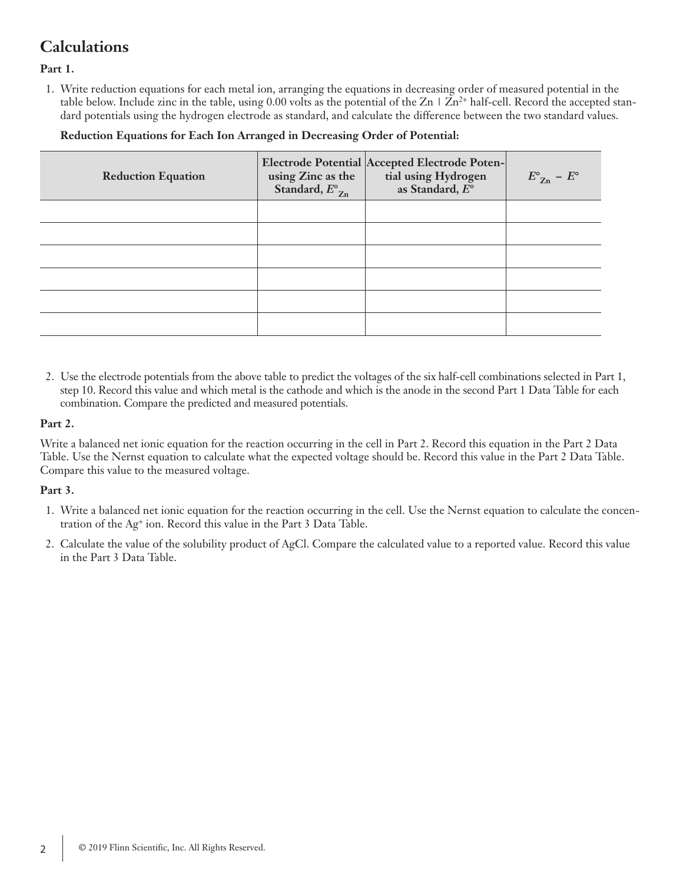## Calculations

**Part 1.**

1. Write reduction equations for each metal ion, arranging the equations in decreasing order of measured potential in the table below. Include zinc in the table, using 0.00 volts as the potential of the $Zn \mid Zn^{2+}$ half-cell. Record the accepted standard potentials using the hydrogen electrode as standard, and calculate the difference between the two standard values.

**Reduction Equations for Each Ion Arranged in Decreasing Order of Potential:**

| Reduction Equation | Electrode Potential using Zinc as the Standard, $E°_{Zn}$ | Accepted Electrode Potential using Hydrogen as Standard, $E°$ | $E°_{Zn} - E°$ |
|---|---|---|---|
| | | | |
| | | | |
| | | | |
| | | | |
| | | | |
| | | | |

2. Use the electrode potentials from the above table to predict the voltages of the six half-cell combinations selected in Part 1, step 10. Record this value and which metal is the cathode and which is the anode in the second Part 1 Data Table for each combination. Compare the predicted and measured potentials.

**Part 2.**

Write a balanced net ionic equation for the reaction occurring in the cell in Part 2. Record this equation in the Part 2 Data Table. Use the Nernst equation to calculate what the expected voltage should be. Record this value in the Part 2 Data Table. Compare this value to the measured voltage.

**Part 3.**

1. Write a balanced net ionic equation for the reaction occurring in the cell. Use the Nernst equation to calculate the concentration of the $Ag^{+}$ ion. Record this value in the Part 3 Data Table.
2. Calculate the value of the solubility product of AgCl. Compare the calculated value to a reported value. Record this value in the Part 3 Data Table.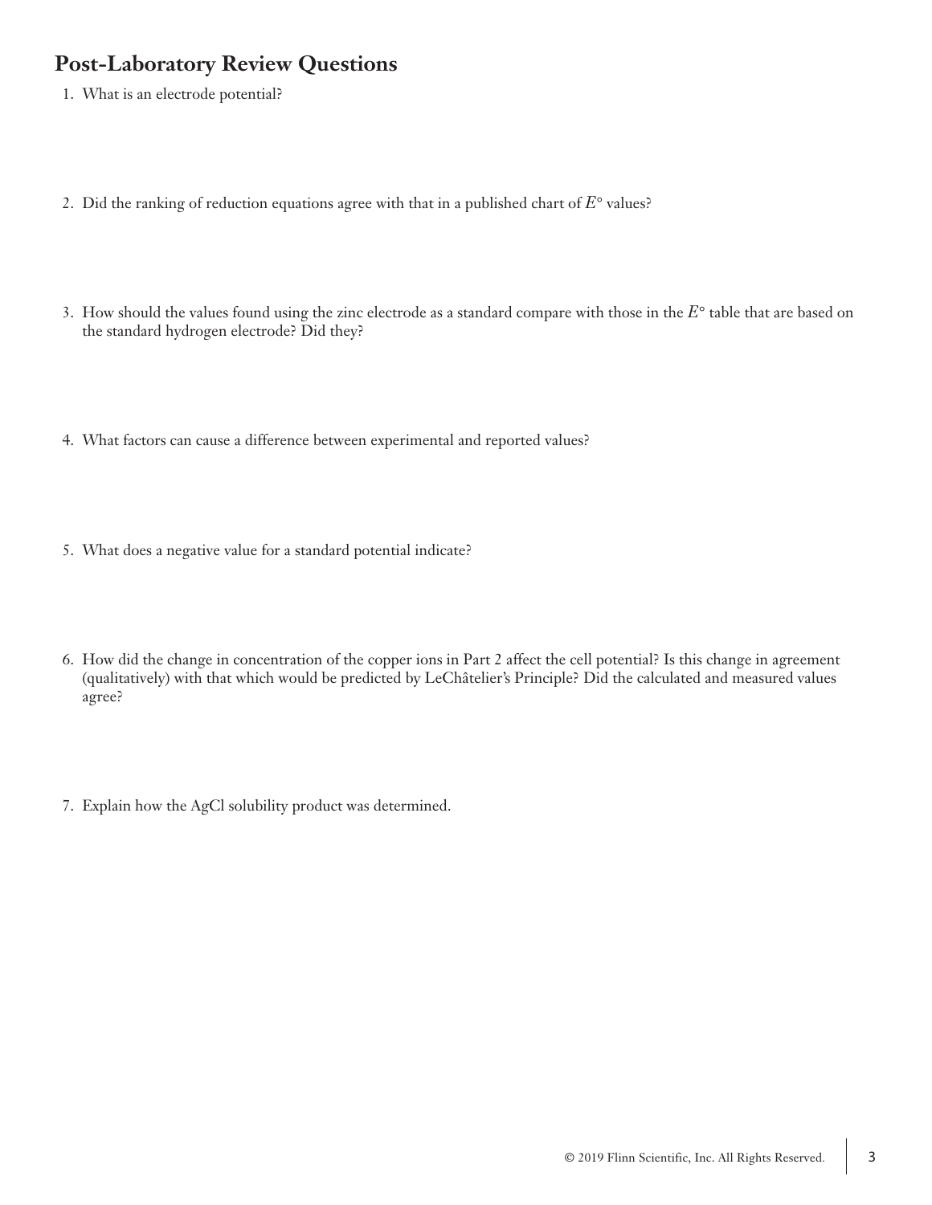## Post-Laboratory Review Questions

1. What is an electrode potential?

2. Did the ranking of reduction equations agree with that in a published chart of $E°$ values?

3. How should the values found using the zinc electrode as a standard compare with those in the $E°$ table that are based on the standard hydrogen electrode? Did they?

4. What factors can cause a difference between experimental and reported values?

5. What does a negative value for a standard potential indicate?

6. How did the change in concentration of the copper ions in Part 2 affect the cell potential? Is this change in agreement (qualitatively) with that which would be predicted by LeChâtelier's Principle? Did the calculated and measured values agree?

7. Explain how the AgCl solubility product was determined.

© 2019 Flinn Scientific, Inc. All Rights Reserved.